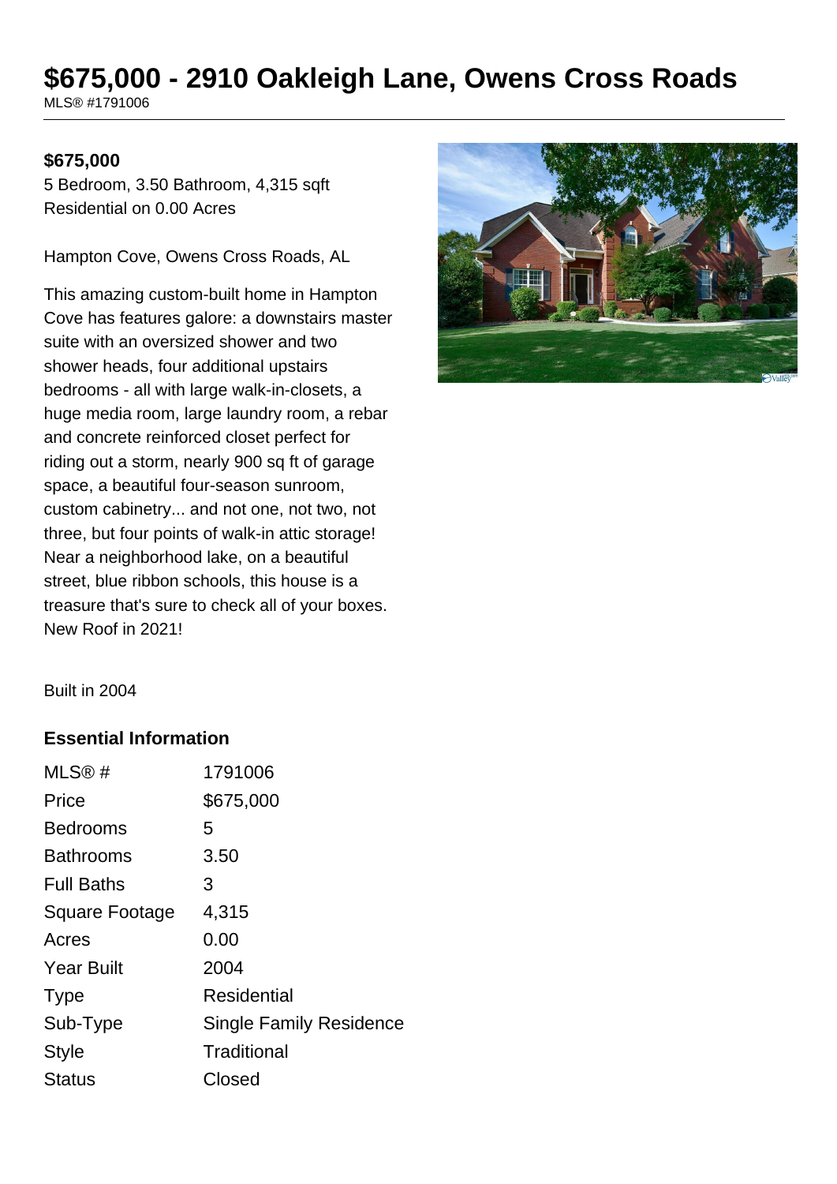# $675,000 - 2910 Oakleigh Lane, Owens Cross Roads

MLS® #1791006

**$675,000**

5 Bedroom, 3.50 Bathroom, 4,315 sqft
Residential on 0.00 Acres

Hampton Cove, Owens Cross Roads, AL

This amazing custom-built home in Hampton Cove has features galore: a downstairs master suite with an oversized shower and two shower heads, four additional upstairs bedrooms - all with large walk-in-closets, a huge media room, large laundry room, a rebar and concrete reinforced closet perfect for riding out a storm, nearly 900 sq ft of garage space, a beautiful four-season sunroom, custom cabinetry... and not one, not two, not three, but four points of walk-in attic storage! Near a neighborhood lake, on a beautiful street, blue ribbon schools, this house is a treasure that's sure to check all of your boxes. New Roof in 2021!

Built in 2004

## Essential Information

| | |
|---|---|
| MLS® # | 1791006 |
| Price | $675,000 |
| Bedrooms | 5 |
| Bathrooms | 3.50 |
| Full Baths | 3 |
| Square Footage | 4,315 |
| Acres | 0.00 |
| Year Built | 2004 |
| Type | Residential |
| Sub-Type | Single Family Residence |
| Style | Traditional |
| Status | Closed |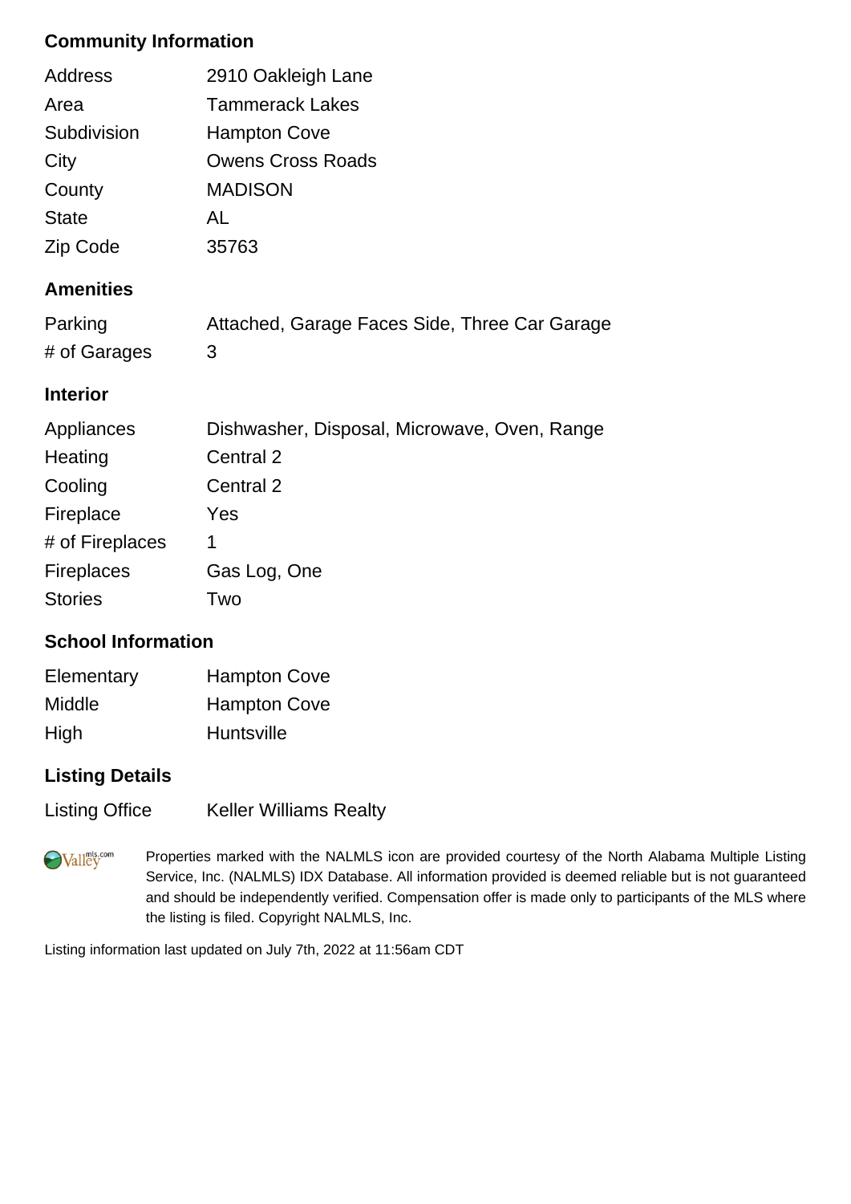## Community Information

| | |
|---|---|
| Address | 2910 Oakleigh Lane |
| Area | Tammerack Lakes |
| Subdivision | Hampton Cove |
| City | Owens Cross Roads |
| County | MADISON |
| State | AL |
| Zip Code | 35763 |

## Amenities

| | |
|---|---|
| Parking | Attached, Garage Faces Side, Three Car Garage |
| # of Garages | 3 |

## Interior

| | |
|---|---|
| Appliances | Dishwasher, Disposal, Microwave, Oven, Range |
| Heating | Central 2 |
| Cooling | Central 2 |
| Fireplace | Yes |
| # of Fireplaces | 1 |
| Fireplaces | Gas Log, One |
| Stories | Two |

## School Information

| | |
|---|---|
| Elementary | Hampton Cove |
| Middle | Hampton Cove |
| High | Huntsville |

## Listing Details

| | |
|---|---|
| Listing Office | Keller Williams Realty |

Properties marked with the NALMLS icon are provided courtesy of the North Alabama Multiple Listing Service, Inc. (NALMLS) IDX Database. All information provided is deemed reliable but is not guaranteed and should be independently verified. Compensation offer is made only to participants of the MLS where the listing is filed. Copyright NALMLS, Inc.

Listing information last updated on July 7th, 2022 at 11:56am CDT